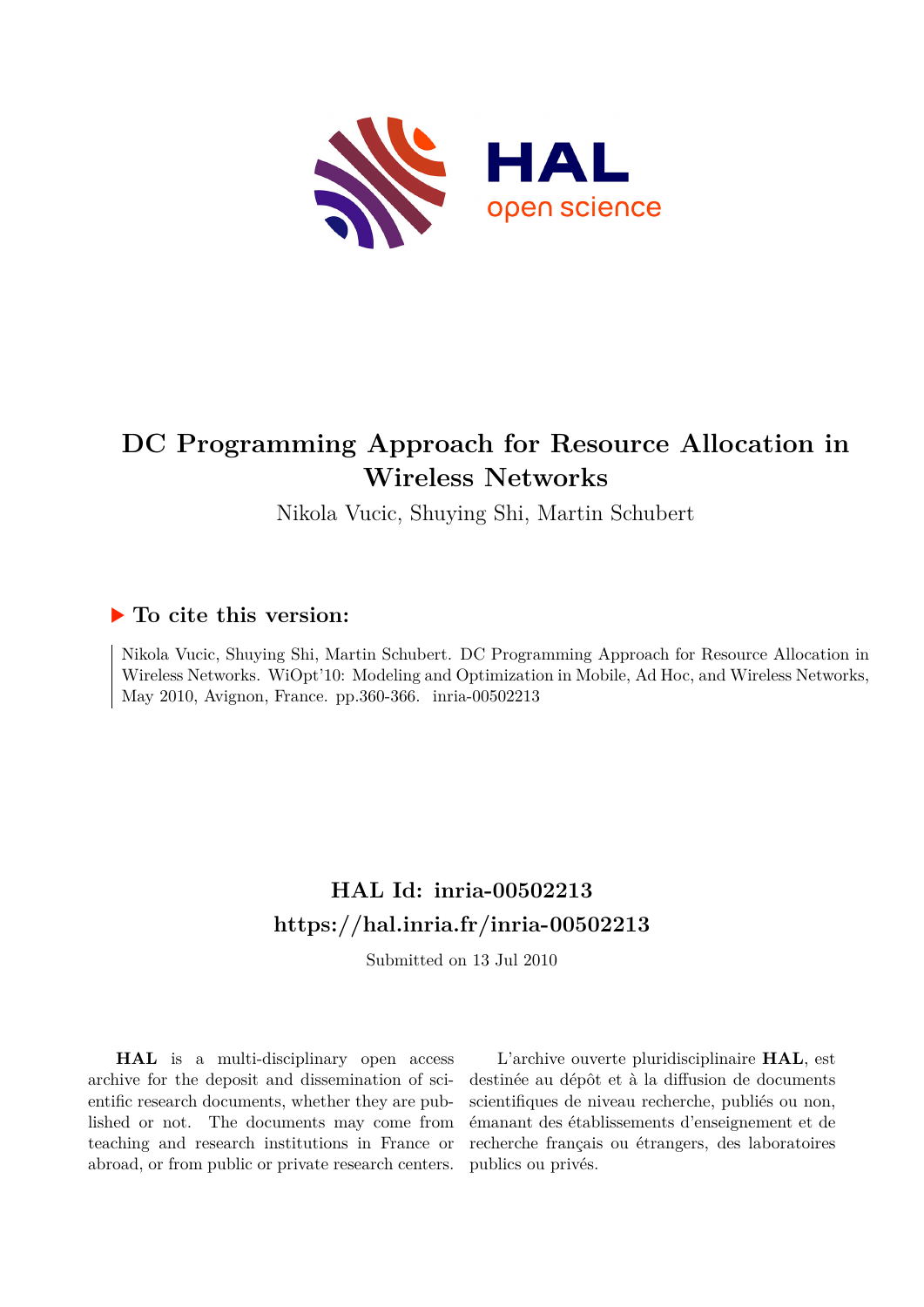# DC Programming Approach for Resource Allocation in Wireless Networks

Nikola Vucic, Shuying Shi, Martin Schubert

## ▶ To cite this version:

Nikola Vucic, Shuying Shi, Martin Schubert. DC Programming Approach for Resource Allocation in Wireless Networks. WiOpt'10: Modeling and Optimization in Mobile, Ad Hoc, and Wireless Networks, May 2010, Avignon, France. pp.360-366. inria-00502213

## HAL Id: inria-00502213
## https://hal.inria.fr/inria-00502213

Submitted on 13 Jul 2010

**HAL** is a multi-disciplinary open access archive for the deposit and dissemination of scientific research documents, whether they are published or not. The documents may come from teaching and research institutions in France or abroad, or from public or private research centers.

L'archive ouverte pluridisciplinaire **HAL**, est destinée au dépôt et à la diffusion de documents scientifiques de niveau recherche, publiés ou non, émanant des établissements d'enseignement et de recherche français ou étrangers, des laboratoires publics ou privés.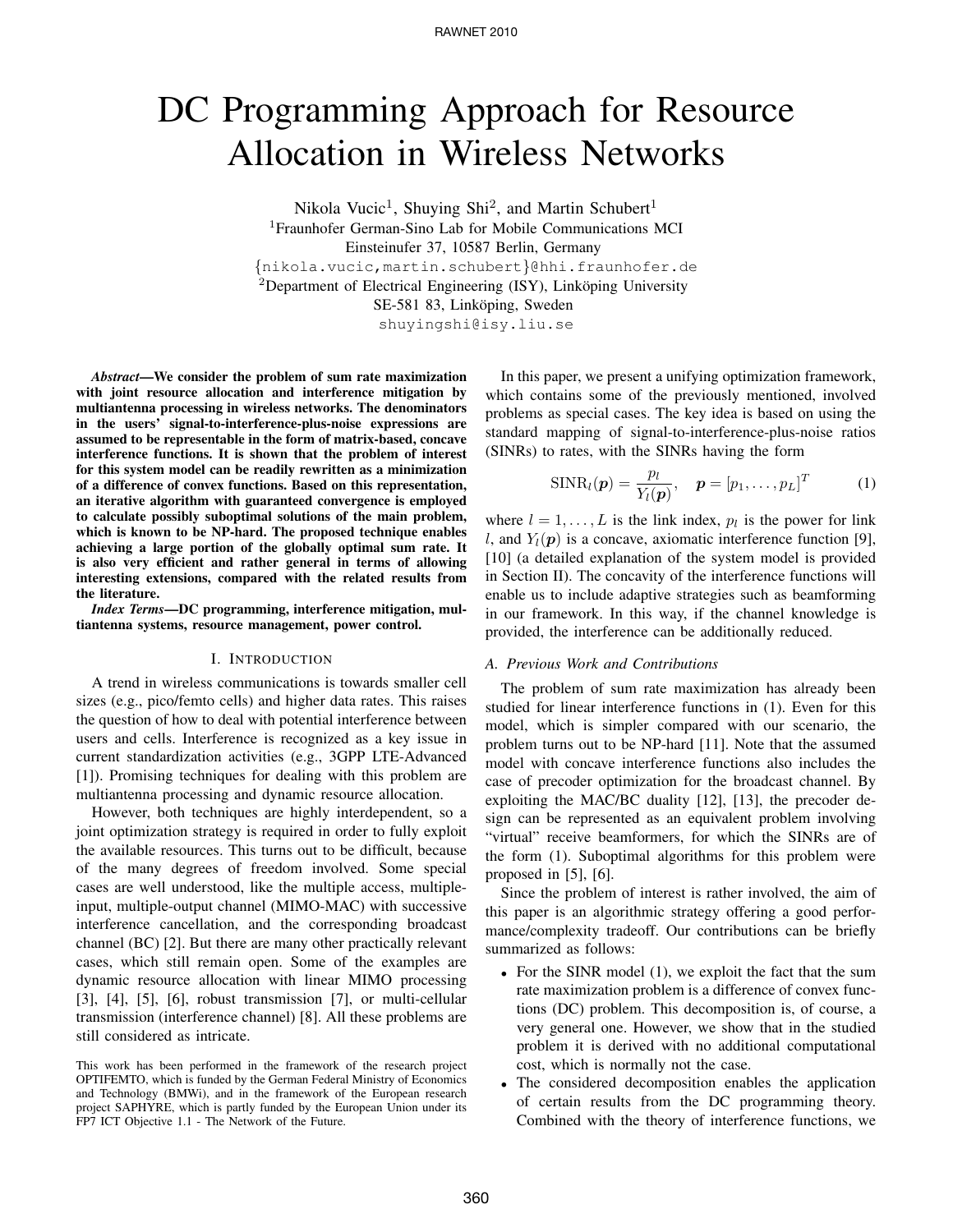# DC Programming Approach for Resource Allocation in Wireless Networks

Nikola Vucic[1], Shuying Shi[2], and Martin Schubert[1]

[1]Fraunhofer German-Sino Lab for Mobile Communications MCI
Einsteinufer 37, 10587 Berlin, Germany
{nikola.vucic,martin.schubert}@hhi.fraunhofer.de

[2]Department of Electrical Engineering (ISY), Linköping University
SE-581 83, Linköping, Sweden
shuyingshi@isy.liu.se

***Abstract*—We consider the problem of sum rate maximization with joint resource allocation and interference mitigation by multiantenna processing in wireless networks. The denominators in the users' signal-to-interference-plus-noise expressions are assumed to be representable in the form of matrix-based, concave interference functions. It is shown that the problem of interest for this system model can be readily rewritten as a minimization of a difference of convex functions. Based on this representation, an iterative algorithm with guaranteed convergence is employed to calculate possibly suboptimal solutions of the main problem, which is known to be NP-hard. The proposed technique enables achieving a large portion of the globally optimal sum rate. It is also very efficient and rather general in terms of allowing interesting extensions, compared with the related results from the literature.**

***Index Terms*—DC programming, interference mitigation, multiantenna systems, resource management, power control.**

## I. Introduction

A trend in wireless communications is towards smaller cell sizes (e.g., pico/femto cells) and higher data rates. This raises the question of how to deal with potential interference between users and cells. Interference is recognized as a key issue in current standardization activities (e.g., 3GPP LTE-Advanced [1]). Promising techniques for dealing with this problem are multiantenna processing and dynamic resource allocation.

However, both techniques are highly interdependent, so a joint optimization strategy is required in order to fully exploit the available resources. This turns out to be difficult, because of the many degrees of freedom involved. Some special cases are well understood, like the multiple access, multiple-input, multiple-output channel (MIMO-MAC) with successive interference cancellation, and the corresponding broadcast channel (BC) [2]. But there are many other practically relevant cases, which still remain open. Some of the examples are dynamic resource allocation with linear MIMO processing [3], [4], [5], [6], robust transmission [7], or multi-cellular transmission (interference channel) [8]. All these problems are still considered as intricate.

This work has been performed in the framework of the research project OPTIFEMTO, which is funded by the German Federal Ministry of Economics and Technology (BMWi), and in the framework of the European research project SAPHYRE, which is partly funded by the European Union under its FP7 ICT Objective 1.1 - The Network of the Future.

In this paper, we present a unifying optimization framework, which contains some of the previously mentioned, involved problems as special cases. The key idea is based on using the standard mapping of signal-to-interference-plus-noise ratios (SINRs) to rates, with the SINRs having the form

$$\mathrm{SINR}_l(\boldsymbol{p}) = \frac{p_l}{Y_l(\boldsymbol{p})}, \quad \boldsymbol{p} = [p_1, \ldots, p_L]^T \tag{1}$$

where $l = 1, \ldots, L$ is the link index, $p_l$ is the power for link $l$, and $Y_l(\boldsymbol{p})$ is a concave, axiomatic interference function [9], [10] (a detailed explanation of the system model is provided in Section II). The concavity of the interference functions will enable us to include adaptive strategies such as beamforming in our framework. In this way, if the channel knowledge is provided, the interference can be additionally reduced.

### A. Previous Work and Contributions

The problem of sum rate maximization has already been studied for linear interference functions in (1). Even for this model, which is simpler compared with our scenario, the problem turns out to be NP-hard [11]. Note that the assumed model with concave interference functions also includes the case of precoder optimization for the broadcast channel. By exploiting the MAC/BC duality [12], [13], the precoder design can be represented as an equivalent problem involving "virtual" receive beamformers, for which the SINRs are of the form (1). Suboptimal algorithms for this problem were proposed in [5], [6].

Since the problem of interest is rather involved, the aim of this paper is an algorithmic strategy offering a good performance/complexity tradeoff. Our contributions can be briefly summarized as follows:

- For the SINR model (1), we exploit the fact that the sum rate maximization problem is a difference of convex functions (DC) problem. This decomposition is, of course, a very general one. However, we show that in the studied problem it is derived with no additional computational cost, which is normally not the case.
- The considered decomposition enables the application of certain results from the DC programming theory. Combined with the theory of interference functions, we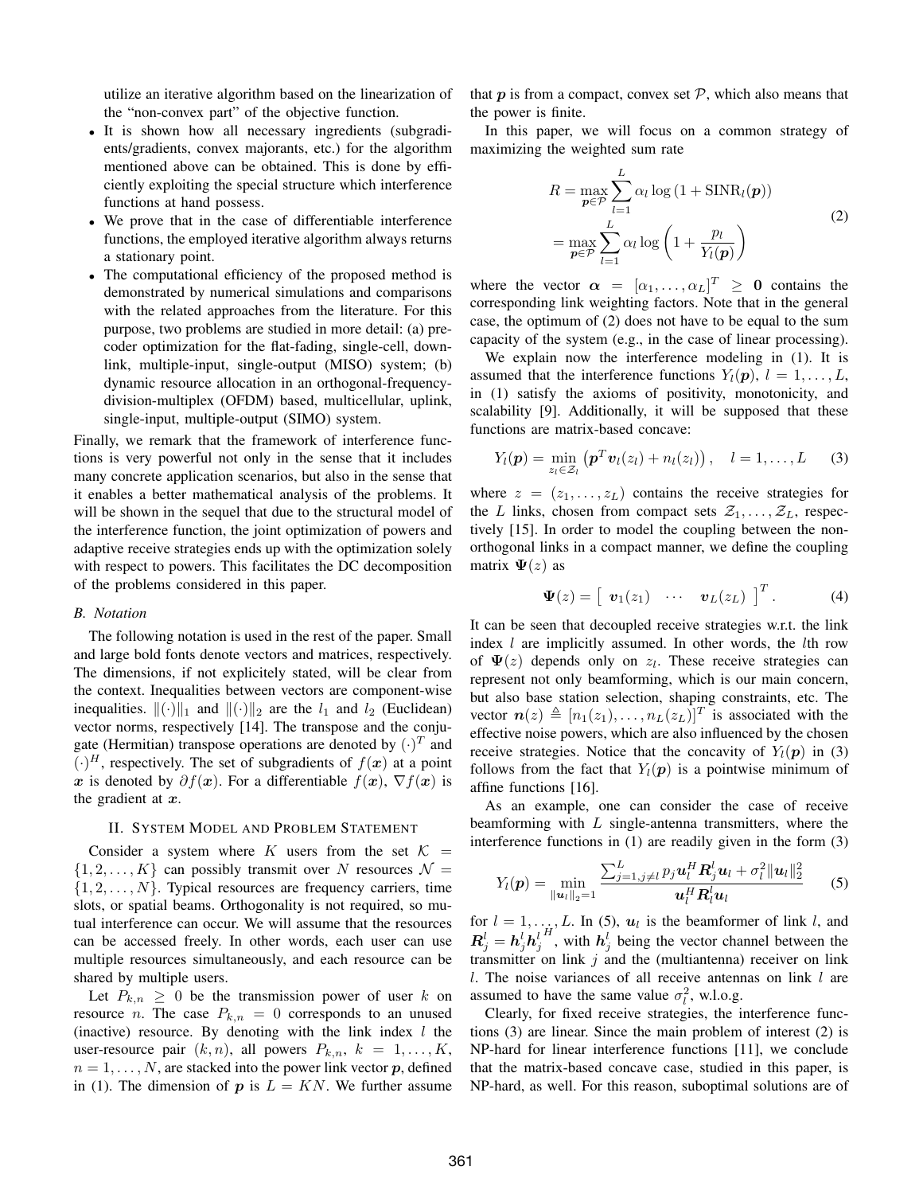utilize an iterative algorithm based on the linearization of the "non-convex part" of the objective function.

- It is shown how all necessary ingredients (subgradients/gradients, convex majorants, etc.) for the algorithm mentioned above can be obtained. This is done by efficiently exploiting the special structure which interference functions at hand possess.
- We prove that in the case of differentiable interference functions, the employed iterative algorithm always returns a stationary point.
- The computational efficiency of the proposed method is demonstrated by numerical simulations and comparisons with the related approaches from the literature. For this purpose, two problems are studied in more detail: (a) precoder optimization for the flat-fading, single-cell, downlink, multiple-input, single-output (MISO) system; (b) dynamic resource allocation in an orthogonal-frequency-division-multiplex (OFDM) based, multicellular, uplink, single-input, multiple-output (SIMO) system.

Finally, we remark that the framework of interference functions is very powerful not only in the sense that it includes many concrete application scenarios, but also in the sense that it enables a better mathematical analysis of the problems. It will be shown in the sequel that due to the structural model of the interference function, the joint optimization of powers and adaptive receive strategies ends up with the optimization solely with respect to powers. This facilitates the DC decomposition of the problems considered in this paper.

### B. Notation

The following notation is used in the rest of the paper. Small and large bold fonts denote vectors and matrices, respectively. The dimensions, if not explicitely stated, will be clear from the context. Inequalities between vectors are component-wise inequalities. $\|(\cdot)\|_1$ and $\|(\cdot)\|_2$ are the $l_1$ and $l_2$ (Euclidean) vector norms, respectively [14]. The transpose and the conjugate (Hermitian) transpose operations are denoted by $(\cdot)^T$ and $(\cdot)^H$, respectively. The set of subgradients of $f(\boldsymbol{x})$ at a point $\boldsymbol{x}$ is denoted by $\partial f(\boldsymbol{x})$. For a differentiable $f(\boldsymbol{x})$, $\nabla f(\boldsymbol{x})$ is the gradient at $\boldsymbol{x}$.

## II. System Model and Problem Statement

Consider a system where $K$ users from the set $\mathcal{K} = \{1, 2, \ldots, K\}$ can possibly transmit over $N$ resources $\mathcal{N} = \{1, 2, \ldots, N\}$. Typical resources are frequency carriers, time slots, or spatial beams. Orthogonality is not required, so mutual interference can occur. We will assume that the resources can be accessed freely. In other words, each user can use multiple resources simultaneously, and each resource can be shared by multiple users.

Let $P_{k,n} \geq 0$ be the transmission power of user $k$ on resource $n$. The case $P_{k,n} = 0$ corresponds to an unused (inactive) resource. By denoting with the link index $l$ the user-resource pair $(k, n)$, all powers $P_{k,n}$, $k = 1, \ldots, K$, $n = 1, \ldots, N$, are stacked into the power link vector $\boldsymbol{p}$, defined in (1). The dimension of $\boldsymbol{p}$ is $L = KN$. We further assume that $\boldsymbol{p}$ is from a compact, convex set $\mathcal{P}$, which also means that the power is finite.

In this paper, we will focus on a common strategy of maximizing the weighted sum rate

$$
\begin{aligned}
R &= \max_{\boldsymbol{p} \in \mathcal{P}} \sum_{l=1}^{L} \alpha_l \log\left(1 + \mathrm{SINR}_l(\boldsymbol{p})\right) \\
&= \max_{\boldsymbol{p} \in \mathcal{P}} \sum_{l=1}^{L} \alpha_l \log\left(1 + \frac{p_l}{Y_l(\boldsymbol{p})}\right)
\end{aligned} \tag{2}
$$

where the vector $\boldsymbol{\alpha} = [\alpha_1, \ldots, \alpha_L]^T \geq \boldsymbol{0}$ contains the corresponding link weighting factors. Note that in the general case, the optimum of (2) does not have to be equal to the sum capacity of the system (e.g., in the case of linear processing).

We explain now the interference modeling in (1). It is assumed that the interference functions $Y_l(\boldsymbol{p})$, $l = 1, \ldots, L$, in (1) satisfy the axioms of positivity, monotonicity, and scalability [9]. Additionally, it will be supposed that these functions are matrix-based concave:

$$
Y_l(\boldsymbol{p}) = \min_{z_l \in \mathcal{Z}_l} \left(\boldsymbol{p}^T \boldsymbol{v}_l(z_l) + n_l(z_l)\right), \quad l = 1, \ldots, L \tag{3}
$$

where $z = (z_1, \ldots, z_L)$ contains the receive strategies for the $L$ links, chosen from compact sets $\mathcal{Z}_1, \ldots, \mathcal{Z}_L$, respectively [15]. In order to model the coupling between the non-orthogonal links in a compact manner, we define the coupling matrix $\boldsymbol{\Psi}(z)$ as

$$
\boldsymbol{\Psi}(z) = \left[\begin{array}{ccc} \boldsymbol{v}_1(z_1) & \cdots & \boldsymbol{v}_L(z_L) \end{array}\right]^T. \tag{4}
$$

It can be seen that decoupled receive strategies w.r.t. the link index $l$ are implicitly assumed. In other words, the $l$th row of $\boldsymbol{\Psi}(z)$ depends only on $z_l$. These receive strategies can represent not only beamforming, which is our main concern, but also base station selection, shaping constraints, etc. The vector $\boldsymbol{n}(z) \triangleq [n_1(z_1), \ldots, n_L(z_L)]^T$ is associated with the effective noise powers, which are also influenced by the chosen receive strategies. Notice that the concavity of $Y_l(\boldsymbol{p})$ in (3) follows from the fact that $Y_l(\boldsymbol{p})$ is a pointwise minimum of affine functions [16].

As an example, one can consider the case of receive beamforming with $L$ single-antenna transmitters, where the interference functions in (1) are readily given in the form (3)

$$
Y_l(\boldsymbol{p}) = \min_{\|\boldsymbol{u}_l\|_2 = 1} \frac{\sum_{j=1, j \neq l}^{L} p_j \boldsymbol{u}_l^H \boldsymbol{R}_j^l \boldsymbol{u}_l + \sigma_l^2 \|\boldsymbol{u}_l\|_2^2}{\boldsymbol{u}_l^H \boldsymbol{R}_l^l \boldsymbol{u}_l} \tag{5}
$$

for $l = 1, \ldots, L$. In (5), $\boldsymbol{u}_l$ is the beamformer of link $l$, and $\boldsymbol{R}_j^l = \boldsymbol{h}_j^l {\boldsymbol{h}_j^l}^H$, with $\boldsymbol{h}_j^l$ being the vector channel between the transmitter on link $j$ and the (multiantenna) receiver on link $l$. The noise variances of all receive antennas on link $l$ are assumed to have the same value $\sigma_l^2$, w.l.o.g.

Clearly, for fixed receive strategies, the interference functions (3) are linear. Since the main problem of interest (2) is NP-hard for linear interference functions [11], we conclude that the matrix-based concave case, studied in this paper, is NP-hard, as well. For this reason, suboptimal solutions are of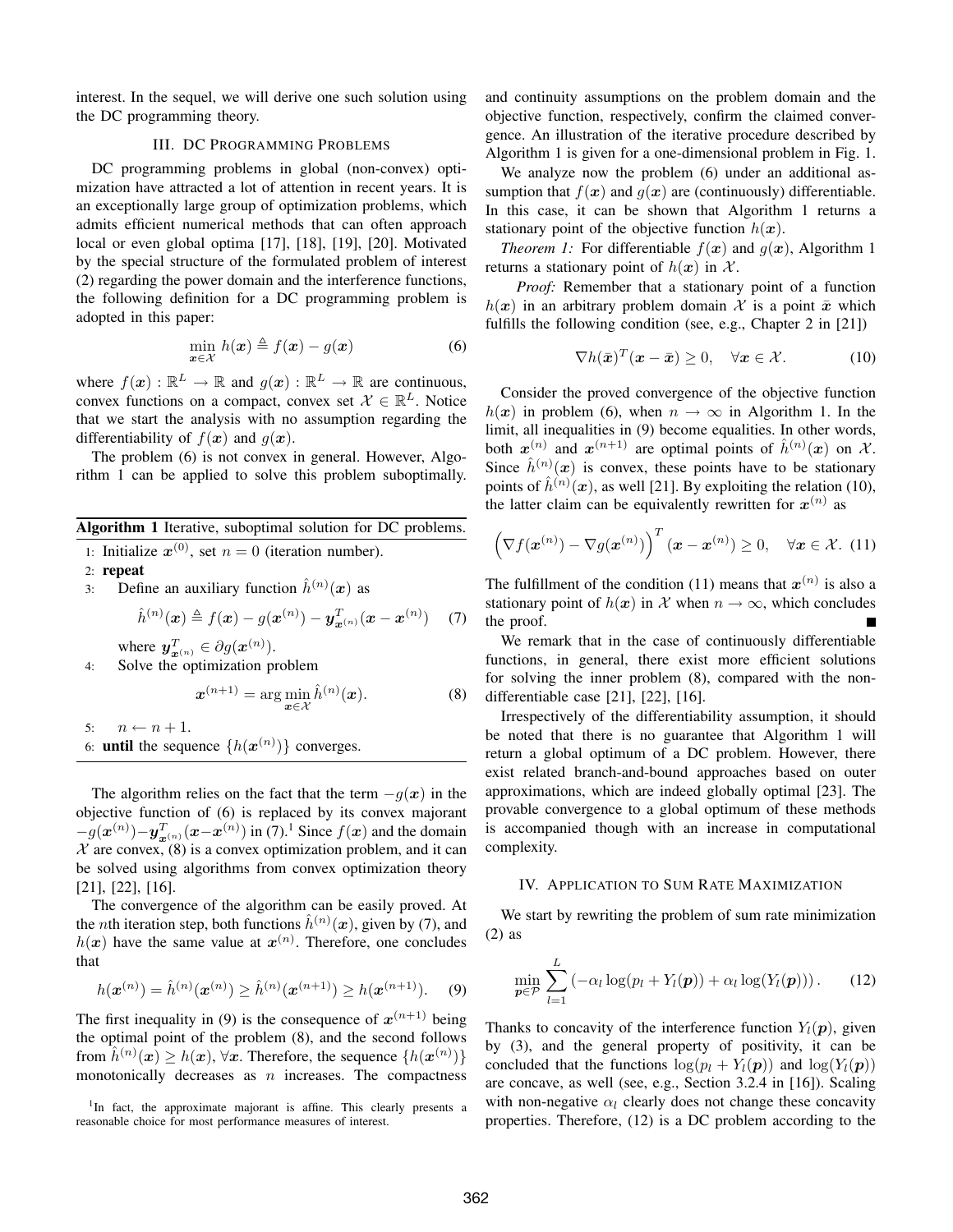interest. In the sequel, we will derive one such solution using the DC programming theory.

## III. DC Programming Problems

DC programming problems in global (non-convex) optimization have attracted a lot of attention in recent years. It is an exceptionally large group of optimization problems, which admits efficient numerical methods that can often approach local or even global optima [17], [18], [19], [20]. Motivated by the special structure of the formulated problem of interest (2) regarding the power domain and the interference functions, the following definition for a DC programming problem is adopted in this paper:

$$\min_{\boldsymbol{x}\in\mathcal{X}} h(\boldsymbol{x}) \triangleq f(\boldsymbol{x}) - g(\boldsymbol{x}) \tag{6}$$

where $f(\boldsymbol{x}) : \mathbb{R}^L \to \mathbb{R}$ and $g(\boldsymbol{x}) : \mathbb{R}^L \to \mathbb{R}$ are continuous, convex functions on a compact, convex set $\mathcal{X} \in \mathbb{R}^L$. Notice that we start the analysis with no assumption regarding the differentiability of $f(\boldsymbol{x})$ and $g(\boldsymbol{x})$.

The problem (6) is not convex in general. However, Algorithm 1 can be applied to solve this problem suboptimally.

**Algorithm 1** Iterative, suboptimal solution for DC problems.

1: Initialize $\boldsymbol{x}^{(0)}$, set $n = 0$ (iteration number).
2: **repeat**
3: Define an auxiliary function $\hat{h}^{(n)}(\boldsymbol{x})$ as
$$\hat{h}^{(n)}(\boldsymbol{x}) \triangleq f(\boldsymbol{x}) - g(\boldsymbol{x}^{(n)}) - \boldsymbol{y}^T_{\boldsymbol{x}^{(n)}}(\boldsymbol{x} - \boldsymbol{x}^{(n)}) \tag{7}$$
where $\boldsymbol{y}^T_{\boldsymbol{x}^{(n)}} \in \partial g(\boldsymbol{x}^{(n)})$.
4: Solve the optimization problem
$$\boldsymbol{x}^{(n+1)} = \arg\min_{\boldsymbol{x}\in\mathcal{X}} \hat{h}^{(n)}(\boldsymbol{x}). \tag{8}$$
5: $n \leftarrow n + 1$.
6: **until** the sequence $\{h(\boldsymbol{x}^{(n)})\}$ converges.

The algorithm relies on the fact that the term $-g(\boldsymbol{x})$ in the objective function of (6) is replaced by its convex majorant $-g(\boldsymbol{x}^{(n)}) - \boldsymbol{y}^T_{\boldsymbol{x}^{(n)}}(\boldsymbol{x} - \boldsymbol{x}^{(n)})$ in (7).[1] Since $f(\boldsymbol{x})$ and the domain $\mathcal{X}$ are convex, (8) is a convex optimization problem, and it can be solved using algorithms from convex optimization theory [21], [22], [16].

The convergence of the algorithm can be easily proved. At the $n$th iteration step, both functions $\hat{h}^{(n)}(\boldsymbol{x})$, given by (7), and $h(\boldsymbol{x})$ have the same value at $\boldsymbol{x}^{(n)}$. Therefore, one concludes that

$$h(\boldsymbol{x}^{(n)}) = \hat{h}^{(n)}(\boldsymbol{x}^{(n)}) \geq \hat{h}^{(n)}(\boldsymbol{x}^{(n+1)}) \geq h(\boldsymbol{x}^{(n+1)}). \tag{9}$$

The first inequality in (9) is the consequence of $\boldsymbol{x}^{(n+1)}$ being the optimal point of the problem (8), and the second follows from $\hat{h}^{(n)}(\boldsymbol{x}) \geq h(\boldsymbol{x}), \forall \boldsymbol{x}$. Therefore, the sequence $\{h(\boldsymbol{x}^{(n)})\}$ monotonically decreases as $n$ increases. The compactness and continuity assumptions on the problem domain and the objective function, respectively, confirm the claimed convergence. An illustration of the iterative procedure described by Algorithm 1 is given for a one-dimensional problem in Fig. 1.

[1] In fact, the approximate majorant is affine. This clearly presents a reasonable choice for most performance measures of interest.

We analyze now the problem (6) under an additional assumption that $f(\boldsymbol{x})$ and $g(\boldsymbol{x})$ are (continuously) differentiable. In this case, it can be shown that Algorithm 1 returns a stationary point of the objective function $h(\boldsymbol{x})$.

*Theorem 1:* For differentiable $f(\boldsymbol{x})$ and $g(\boldsymbol{x})$, Algorithm 1 returns a stationary point of $h(\boldsymbol{x})$ in $\mathcal{X}$.

*Proof:* Remember that a stationary point of a function $h(\boldsymbol{x})$ in an arbitrary problem domain $\mathcal{X}$ is a point $\bar{\boldsymbol{x}}$ which fulfills the following condition (see, e.g., Chapter 2 in [21])

$$\nabla h(\bar{\boldsymbol{x}})^T(\boldsymbol{x} - \bar{\boldsymbol{x}}) \geq 0, \quad \forall \boldsymbol{x} \in \mathcal{X}. \tag{10}$$

Consider the proved convergence of the objective function $h(\boldsymbol{x})$ in problem (6), when $n \to \infty$ in Algorithm 1. In the limit, all inequalities in (9) become equalities. In other words, both $\boldsymbol{x}^{(n)}$ and $\boldsymbol{x}^{(n+1)}$ are optimal points of $\hat{h}^{(n)}(\boldsymbol{x})$ on $\mathcal{X}$. Since $\hat{h}^{(n)}(\boldsymbol{x})$ is convex, these points have to be stationary points of $\hat{h}^{(n)}(\boldsymbol{x})$, as well [21]. By exploiting the relation (10), the latter claim can be equivalently rewritten for $\boldsymbol{x}^{(n)}$ as

$$\left(\nabla f(\boldsymbol{x}^{(n)}) - \nabla g(\boldsymbol{x}^{(n)})\right)^T (\boldsymbol{x} - \boldsymbol{x}^{(n)}) \geq 0, \quad \forall \boldsymbol{x} \in \mathcal{X}. \tag{11}$$

The fulfillment of the condition (11) means that $\boldsymbol{x}^{(n)}$ is also a stationary point of $h(\boldsymbol{x})$ in $\mathcal{X}$ when $n \to \infty$, which concludes the proof. ■

We remark that in the case of continuously differentiable functions, in general, there exist more efficient solutions for solving the inner problem (8), compared with the non-differentiable case [21], [22], [16].

Irrespectively of the differentiability assumption, it should be noted that there is no guarantee that Algorithm 1 will return a global optimum of a DC problem. However, there exist related branch-and-bound approaches based on outer approximations, which are indeed globally optimal [23]. The provable convergence to a global optimum of these methods is accompanied though with an increase in computational complexity.

## IV. Application to Sum Rate Maximization

We start by rewriting the problem of sum rate minimization (2) as

$$\min_{\boldsymbol{p}\in\mathcal{P}} \sum_{l=1}^{L} \left(-\alpha_l \log(p_l + Y_l(\boldsymbol{p})) + \alpha_l \log(Y_l(\boldsymbol{p}))\right). \tag{12}$$

Thanks to concavity of the interference function $Y_l(\boldsymbol{p})$, given by (3), and the general property of positivity, it can be concluded that the functions $\log(p_l + Y_l(\boldsymbol{p}))$ and $\log(Y_l(\boldsymbol{p}))$ are concave, as well (see, e.g., Section 3.2.4 in [16]). Scaling with non-negative $\alpha_l$ clearly does not change these concavity properties. Therefore, (12) is a DC problem according to the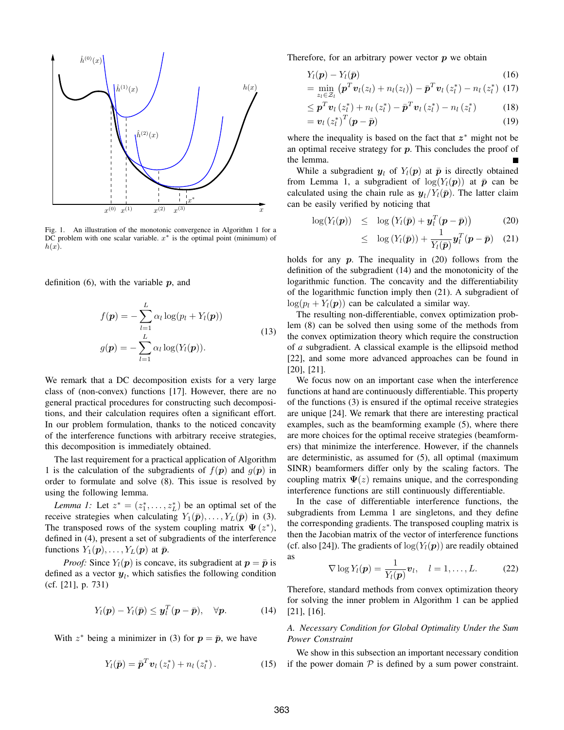Fig. 1. An illustration of the monotonic convergence in Algorithm 1 for a DC problem with one scalar variable. $x^*$ is the optimal point (minimum) of $h(x)$.

definition (6), with the variable $\boldsymbol{p}$, and

$$
\begin{aligned}
f(\boldsymbol{p}) &= -\sum_{l=1}^{L} \alpha_l \log(p_l + Y_l(\boldsymbol{p})) \\
g(\boldsymbol{p}) &= -\sum_{l=1}^{L} \alpha_l \log(Y_l(\boldsymbol{p})).
\end{aligned}
\tag{13}
$$

We remark that a DC decomposition exists for a very large class of (non-convex) functions [17]. However, there are no general practical procedures for constructing such decompositions, and their calculation requires often a significant effort. In our problem formulation, thanks to the noticed concavity of the interference functions with arbitrary receive strategies, this decomposition is immediately obtained.

The last requirement for a practical application of Algorithm 1 is the calculation of the subgradients of $f(\boldsymbol{p})$ and $g(\boldsymbol{p})$ in order to formulate and solve (8). This issue is resolved by using the following lemma.

*Lemma 1:* Let $z^* = (z_1^*, \ldots, z_L^*)$ be an optimal set of the receive strategies when calculating $Y_1(\bar{\boldsymbol{p}}), \ldots, Y_L(\bar{\boldsymbol{p}})$ in (3). The transposed rows of the system coupling matrix $\boldsymbol{\Psi}(z^*)$, defined in (4), present a set of subgradients of the interference functions $Y_1(\boldsymbol{p}), \ldots, Y_L(\boldsymbol{p})$ at $\bar{\boldsymbol{p}}$.

*Proof:* Since $Y_l(\boldsymbol{p})$ is concave, its subgradient at $\boldsymbol{p} = \bar{\boldsymbol{p}}$ is defined as a vector $\boldsymbol{y}_l$, which satisfies the following condition (cf. [21], p. 731)

$$
Y_l(\boldsymbol{p}) - Y_l(\bar{\boldsymbol{p}}) \leq \boldsymbol{y}_l^T(\boldsymbol{p} - \bar{\boldsymbol{p}}), \quad \forall \boldsymbol{p}. \tag{14}
$$

With $z^*$ being a minimizer in (3) for $\boldsymbol{p} = \bar{\boldsymbol{p}}$, we have

$$
Y_l(\bar{\boldsymbol{p}}) = \bar{\boldsymbol{p}}^T \boldsymbol{v}_l(z_l^*) + n_l(z_l^*). \tag{15}
$$

Therefore, for an arbitrary power vector $\boldsymbol{p}$ we obtain

$$
\begin{aligned}
& Y_l(\boldsymbol{p}) - Y_l(\bar{\boldsymbol{p}}) && (16) \\
&= \min_{z_l \in \mathcal{Z}_l} \left(\boldsymbol{p}^T \boldsymbol{v}_l(z_l) + n_l(z_l)\right) - \bar{\boldsymbol{p}}^T \boldsymbol{v}_l(z_l^*) - n_l(z_l^*) && (17) \\
&\leq \boldsymbol{p}^T \boldsymbol{v}_l(z_l^*) + n_l(z_l^*) - \bar{\boldsymbol{p}}^T \boldsymbol{v}_l(z_l^*) - n_l(z_l^*) && (18) \\
&= \boldsymbol{v}_l(z_l^*)^T(\boldsymbol{p} - \bar{\boldsymbol{p}}) && (19)
\end{aligned}
$$

where the inequality is based on the fact that $\boldsymbol{z}^*$ might not be an optimal receive strategy for $\boldsymbol{p}$. This concludes the proof of the lemma. ∎

While a subgradient $\boldsymbol{y}_l$ of $Y_l(\boldsymbol{p})$ at $\bar{\boldsymbol{p}}$ is directly obtained from Lemma 1, a subgradient of $\log(Y_l(\boldsymbol{p}))$ at $\bar{\boldsymbol{p}}$ can be calculated using the chain rule as $\boldsymbol{y}_l / Y_l(\bar{\boldsymbol{p}})$. The latter claim can be easily verified by noticing that

$$
\begin{aligned}
\log(Y_l(\boldsymbol{p})) &\leq \log\left(Y_l(\bar{\boldsymbol{p}}) + \boldsymbol{y}_l^T(\boldsymbol{p} - \bar{\boldsymbol{p}})\right) && (20) \\
&\leq \log\left(Y_l(\bar{\boldsymbol{p}})\right) + \frac{1}{Y_l(\bar{\boldsymbol{p}})} \boldsymbol{y}_l^T(\boldsymbol{p} - \bar{\boldsymbol{p}}) && (21)
\end{aligned}
$$

holds for any $\boldsymbol{p}$. The inequality in (20) follows from the definition of the subgradient (14) and the monotonicity of the logarithmic function. The concavity and the differentiability of the logarithmic function imply then (21). A subgradient of $\log(p_l + Y_l(\boldsymbol{p}))$ can be calculated a similar way.

The resulting non-differentiable, convex optimization problem (8) can be solved then using some of the methods from the convex optimization theory which require the construction of *a* subgradient. A classical example is the ellipsoid method [22], and some more advanced approaches can be found in [20], [21].

We focus now on an important case when the interference functions at hand are continuously differentiable. This property of the functions (3) is ensured if the optimal receive strategies are unique [24]. We remark that there are interesting practical examples, such as the beamforming example (5), where there are more choices for the optimal receive strategies (beamformers) that minimize the interference. However, if the channels are deterministic, as assumed for (5), all optimal (maximum SINR) beamformers differ only by the scaling factors. The coupling matrix $\boldsymbol{\Psi}(z)$ remains unique, and the corresponding interference functions are still continuously differentiable.

In the case of differentiable interference functions, the subgradients from Lemma 1 are singletons, and they define the corresponding gradients. The transposed coupling matrix is then the Jacobian matrix of the vector of interference functions (cf. also [24]). The gradients of $\log(Y_l(\boldsymbol{p}))$ are readily obtained as

$$
\nabla \log Y_l(\boldsymbol{p}) = \frac{1}{Y_l(\boldsymbol{p})} \boldsymbol{v}_l, \quad l = 1, \ldots, L. \tag{22}
$$

Therefore, standard methods from convex optimization theory for solving the inner problem in Algorithm 1 can be applied [21], [16].

### A. Necessary Condition for Global Optimality Under the Sum Power Constraint

We show in this subsection an important necessary condition if the power domain $\mathcal{P}$ is defined by a sum power constraint.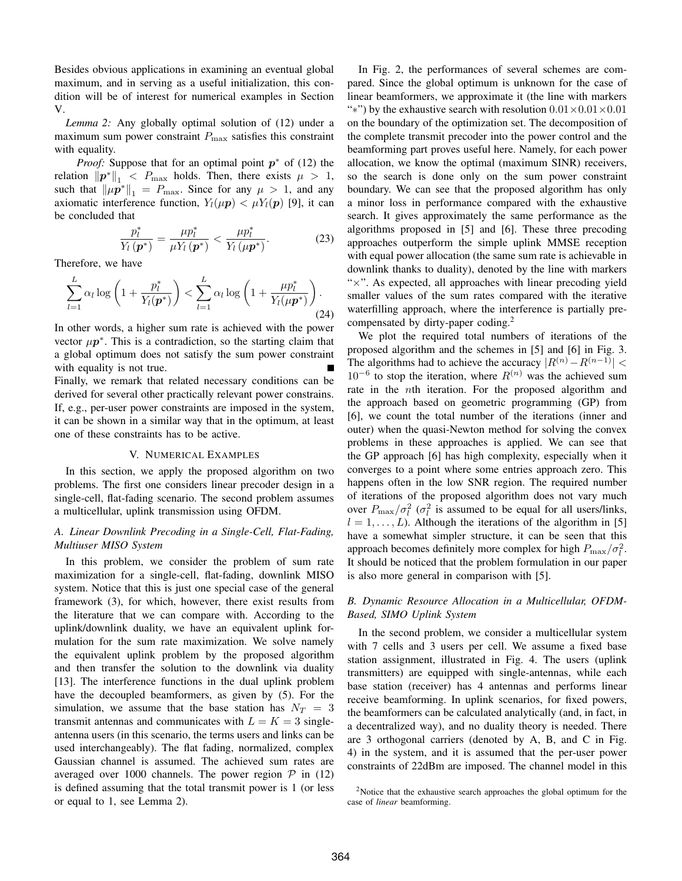Besides obvious applications in examining an eventual global maximum, and in serving as a useful initialization, this condition will be of interest for numerical examples in Section V.

*Lemma 2:* Any globally optimal solution of (12) under a maximum sum power constraint $P_{\max}$ satisfies this constraint with equality.

*Proof:* Suppose that for an optimal point $\boldsymbol{p}^*$ of (12) the relation $\|\boldsymbol{p}^*\|_1 < P_{\max}$ holds. Then, there exists $\mu > 1$, such that $\|\mu\boldsymbol{p}^*\|_1 = P_{\max}$. Since for any $\mu > 1$, and any axiomatic interference function, $Y_l(\mu\boldsymbol{p}) < \mu Y_l(\boldsymbol{p})$ [9], it can be concluded that

$$\frac{p_l^*}{Y_l(\boldsymbol{p}^*)} = \frac{\mu p_l^*}{\mu Y_l(\boldsymbol{p}^*)} < \frac{\mu p_l^*}{Y_l(\mu\boldsymbol{p}^*)}. \tag{23}$$

Therefore, we have

$$\sum_{l=1}^{L} \alpha_l \log\left(1 + \frac{p_l^*}{Y_l(\boldsymbol{p}^*)}\right) < \sum_{l=1}^{L} \alpha_l \log\left(1 + \frac{\mu p_l^*}{Y_l(\mu\boldsymbol{p}^*)}\right). \tag{24}$$

In other words, a higher sum rate is achieved with the power vector $\mu\boldsymbol{p}^*$. This is a contradiction, so the starting claim that a global optimum does not satisfy the sum power constraint with equality is not true. ∎

Finally, we remark that related necessary conditions can be derived for several other practically relevant power constrains. If, e.g., per-user power constraints are imposed in the system, it can be shown in a similar way that in the optimum, at least one of these constraints has to be active.

## V. Numerical Examples

In this section, we apply the proposed algorithm on two problems. The first one considers linear precoder design in a single-cell, flat-fading scenario. The second problem assumes a multicellular, uplink transmission using OFDM.

### A. Linear Downlink Precoding in a Single-Cell, Flat-Fading, Multiuser MISO System

In this problem, we consider the problem of sum rate maximization for a single-cell, flat-fading, downlink MISO system. Notice that this is just one special case of the general framework (3), for which, however, there exist results from the literature that we can compare with. According to the uplink/downlink duality, we have an equivalent uplink formulation for the sum rate maximization. We solve namely the equivalent uplink problem by the proposed algorithm and then transfer the solution to the downlink via duality [13]. The interference functions in the dual uplink problem have the decoupled beamformers, as given by (5). For the simulation, we assume that the base station has $N_T = 3$ transmit antennas and communicates with $L = K = 3$ single-antenna users (in this scenario, the terms users and links can be used interchangeably). The flat fading, normalized, complex Gaussian channel is assumed. The achieved sum rates are averaged over 1000 channels. The power region $\mathcal{P}$ in (12) is defined assuming that the total transmit power is 1 (or less or equal to 1, see Lemma 2).

In Fig. 2, the performances of several schemes are compared. Since the global optimum is unknown for the case of linear beamformers, we approximate it (the line with markers "$*$") by the exhaustive search with resolution $0.01\times0.01\times0.01$ on the boundary of the optimization set. The decomposition of the complete transmit precoder into the power control and the beamforming part proves useful here. Namely, for each power allocation, we know the optimal (maximum SINR) receivers, so the search is done only on the sum power constraint boundary. We can see that the proposed algorithm has only a minor loss in performance compared with the exhaustive search. It gives approximately the same performance as the algorithms proposed in [5] and [6]. These three precoding approaches outperform the simple uplink MMSE reception with equal power allocation (the same sum rate is achievable in downlink thanks to duality), denoted by the line with markers "$\times$". As expected, all approaches with linear precoding yield smaller values of the sum rates compared with the iterative waterfilling approach, where the interference is partially precompensated by dirty-paper coding.[2]

We plot the required total numbers of iterations of the proposed algorithm and the schemes in [5] and [6] in Fig. 3. The algorithms had to achieve the accuracy $|R^{(n)} - R^{(n-1)}| < 10^{-6}$ to stop the iteration, where $R^{(n)}$ was the achieved sum rate in the $n$th iteration. For the proposed algorithm and the approach based on geometric programming (GP) from [6], we count the total number of the iterations (inner and outer) when the quasi-Newton method for solving the convex problems in these approaches is applied. We can see that the GP approach [6] has high complexity, especially when it converges to a point where some entries approach zero. This happens often in the low SNR region. The required number of iterations of the proposed algorithm does not vary much over $P_{\max}/\sigma_l^2$ ($\sigma_l^2$ is assumed to be equal for all users/links, $l = 1, \ldots, L$). Although the iterations of the algorithm in [5] have a somewhat simpler structure, it can be seen that this approach becomes definitely more complex for high $P_{\max}/\sigma_l^2$. It should be noticed that the problem formulation in our paper is also more general in comparison with [5].

### B. Dynamic Resource Allocation in a Multicellular, OFDM-Based, SIMO Uplink System

In the second problem, we consider a multicellular system with 7 cells and 3 users per cell. We assume a fixed base station assignment, illustrated in Fig. 4. The users (uplink transmitters) are equipped with single-antennas, while each base station (receiver) has 4 antennas and performs linear receive beamforming. In uplink scenarios, for fixed powers, the beamformers can be calculated analytically (and, in fact, in a decentralized way), and no duality theory is needed. There are 3 orthogonal carriers (denoted by A, B, and C in Fig. 4) in the system, and it is assumed that the per-user power constraints of 22dBm are imposed. The channel model in this

[2] Notice that the exhaustive search approaches the global optimum for the case of *linear* beamforming.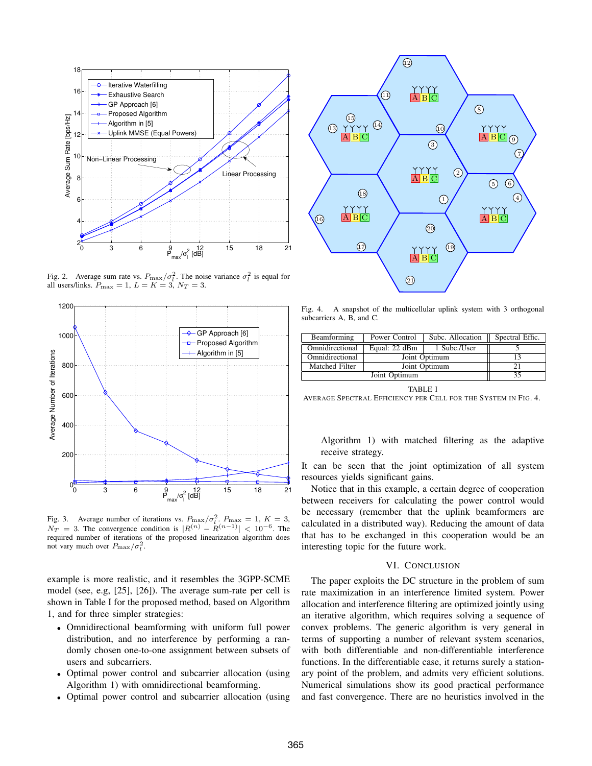Fig. 2. Average sum rate vs. $P_{\max}/\sigma_l^2$. The noise variance $\sigma_l^2$ is equal for all users/links. $P_{\max} = 1$, $L = K = 3$, $N_T = 3$.

Fig. 3. Average number of iterations vs. $P_{\max}/\sigma_l^2$. $P_{\max} = 1$, $K = 3$, $N_T = 3$. The convergence condition is $|R^{(n)} - R^{(n-1)}| < 10^{-6}$. The required number of iterations of the proposed linearization algorithm does not vary much over $P_{\max}/\sigma_l^2$.

example is more realistic, and it resembles the 3GPP-SCME model (see, e.g, [25], [26]). The average sum-rate per cell is shown in Table I for the proposed method, based on Algorithm 1, and for three simpler strategies:

- Omnidirectional beamforming with uniform full power distribution, and no interference by performing a randomly chosen one-to-one assignment between subsets of users and subcarriers.
- Optimal power control and subcarrier allocation (using Algorithm 1) with omnidirectional beamforming.
- Optimal power control and subcarrier allocation (using Algorithm 1) with matched filtering as the adaptive receive strategy.

Fig. 4. A snapshot of the multicellular uplink system with 3 orthogonal subcarriers A, B, and C.

| Beamforming | Power Control | Subc. Allocation | Spectral Effic. |
|---|---|---|---|
| Omnidirectional | Equal: 22 dBm | 1 Subc./User | 5 |
| Omnidirectional | Joint Optimum | | 13 |
| Matched Filter | Joint Optimum | | 21 |
| Joint Optimum | | | 35 |

TABLE I
AVERAGE SPECTRAL EFFICIENCY PER CELL FOR THE SYSTEM IN FIG. 4.

It can be seen that the joint optimization of all system resources yields significant gains.

Notice that in this example, a certain degree of cooperation between receivers for calculating the power control would be necessary (remember that the uplink beamformers are calculated in a distributed way). Reducing the amount of data that has to be exchanged in this cooperation would be an interesting topic for the future work.

## VI. Conclusion

The paper exploits the DC structure in the problem of sum rate maximization in an interference limited system. Power allocation and interference filtering are optimized jointly using an iterative algorithm, which requires solving a sequence of convex problems. The generic algorithm is very general in terms of supporting a number of relevant system scenarios, with both differentiable and non-differentiable interference functions. In the differentiable case, it returns surely a stationary point of the problem, and admits very efficient solutions. Numerical simulations show its good practical performance and fast convergence. There are no heuristics involved in the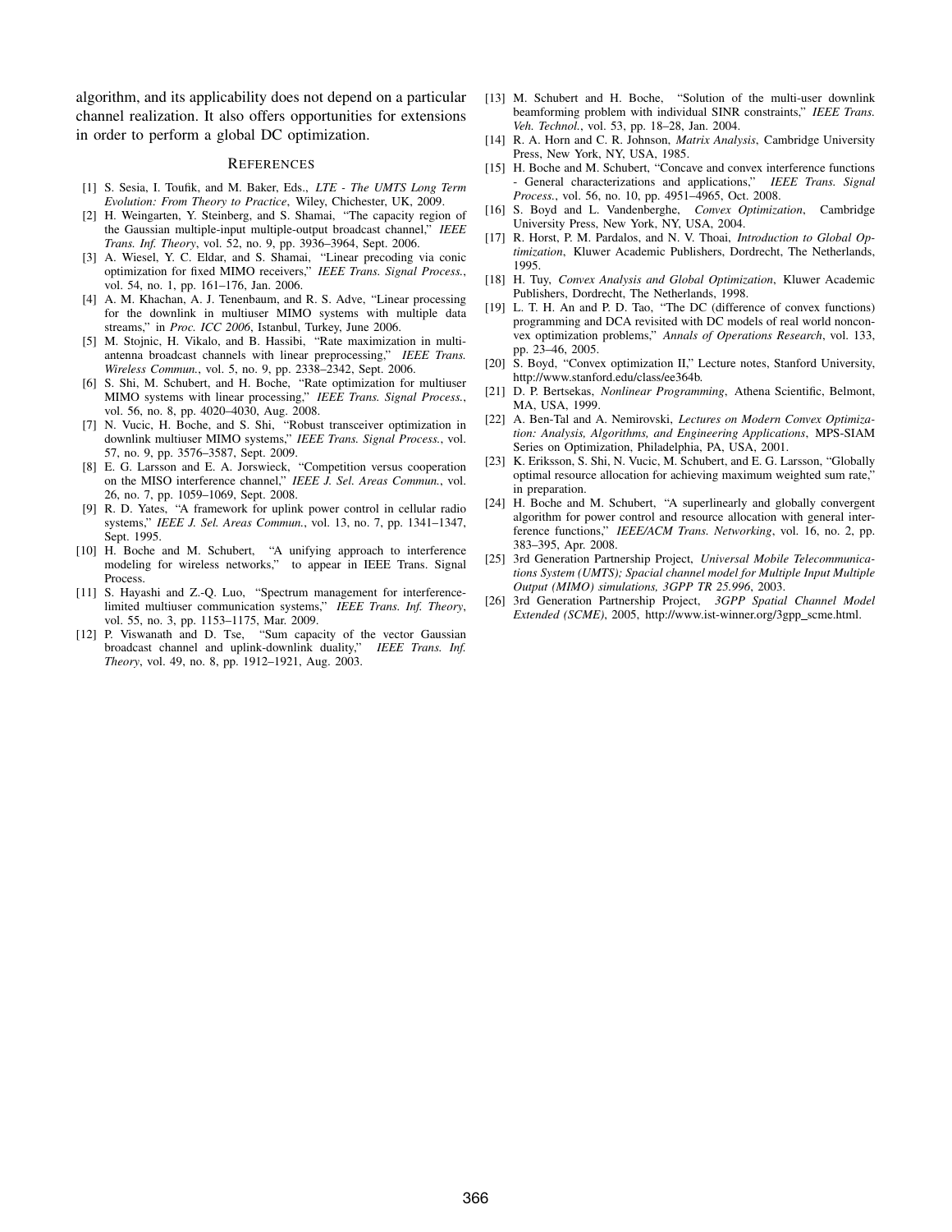algorithm, and its applicability does not depend on a particular channel realization. It also offers opportunities for extensions in order to perform a global DC optimization.

## REFERENCES

[1] S. Sesia, I. Toufik, and M. Baker, Eds., *LTE - The UMTS Long Term Evolution: From Theory to Practice*, Wiley, Chichester, UK, 2009.

[2] H. Weingarten, Y. Steinberg, and S. Shamai, "The capacity region of the Gaussian multiple-input multiple-output broadcast channel," *IEEE Trans. Inf. Theory*, vol. 52, no. 9, pp. 3936–3964, Sept. 2006.

[3] A. Wiesel, Y. C. Eldar, and S. Shamai, "Linear precoding via conic optimization for fixed MIMO receivers," *IEEE Trans. Signal Process.*, vol. 54, no. 1, pp. 161–176, Jan. 2006.

[4] A. M. Khachan, A. J. Tenenbaum, and R. S. Adve, "Linear processing for the downlink in multiuser MIMO systems with multiple data streams," in *Proc. ICC 2006*, Istanbul, Turkey, June 2006.

[5] M. Stojnic, H. Vikalo, and B. Hassibi, "Rate maximization in multi-antenna broadcast channels with linear preprocessing," *IEEE Trans. Wireless Commun.*, vol. 5, no. 9, pp. 2338–2342, Sept. 2006.

[6] S. Shi, M. Schubert, and H. Boche, "Rate optimization for multiuser MIMO systems with linear processing," *IEEE Trans. Signal Process.*, vol. 56, no. 8, pp. 4020–4030, Aug. 2008.

[7] N. Vucic, H. Boche, and S. Shi, "Robust transceiver optimization in downlink multiuser MIMO systems," *IEEE Trans. Signal Process.*, vol. 57, no. 9, pp. 3576–3587, Sept. 2009.

[8] E. G. Larsson and E. A. Jorswieck, "Competition versus cooperation on the MISO interference channel," *IEEE J. Sel. Areas Commun.*, vol. 26, no. 7, pp. 1059–1069, Sept. 2008.

[9] R. D. Yates, "A framework for uplink power control in cellular radio systems," *IEEE J. Sel. Areas Commun.*, vol. 13, no. 7, pp. 1341–1347, Sept. 1995.

[10] H. Boche and M. Schubert, "A unifying approach to interference modeling for wireless networks," to appear in IEEE Trans. Signal Process.

[11] S. Hayashi and Z.-Q. Luo, "Spectrum management for interference-limited multiuser communication systems," *IEEE Trans. Inf. Theory*, vol. 55, no. 3, pp. 1153–1175, Mar. 2009.

[12] P. Viswanath and D. Tse, "Sum capacity of the vector Gaussian broadcast channel and uplink-downlink duality," *IEEE Trans. Inf. Theory*, vol. 49, no. 8, pp. 1912–1921, Aug. 2003.

[13] M. Schubert and H. Boche, "Solution of the multi-user downlink beamforming problem with individual SINR constraints," *IEEE Trans. Veh. Technol.*, vol. 53, pp. 18–28, Jan. 2004.

[14] R. A. Horn and C. R. Johnson, *Matrix Analysis*, Cambridge University Press, New York, NY, USA, 1985.

[15] H. Boche and M. Schubert, "Concave and convex interference functions - General characterizations and applications," *IEEE Trans. Signal Process.*, vol. 56, no. 10, pp. 4951–4965, Oct. 2008.

[16] S. Boyd and L. Vandenberghe, *Convex Optimization*, Cambridge University Press, New York, NY, USA, 2004.

[17] R. Horst, P. M. Pardalos, and N. V. Thoai, *Introduction to Global Optimization*, Kluwer Academic Publishers, Dordrecht, The Netherlands, 1995.

[18] H. Tuy, *Convex Analysis and Global Optimization*, Kluwer Academic Publishers, Dordrecht, The Netherlands, 1998.

[19] L. T. H. An and P. D. Tao, "The DC (difference of convex functions) programming and DCA revisited with DC models of real world nonconvex optimization problems," *Annals of Operations Research*, vol. 133, pp. 23–46, 2005.

[20] S. Boyd, "Convex optimization II," Lecture notes, Stanford University, http://www.stanford.edu/class/ee364b.

[21] D. P. Bertsekas, *Nonlinear Programming*, Athena Scientific, Belmont, MA, USA, 1999.

[22] A. Ben-Tal and A. Nemirovski, *Lectures on Modern Convex Optimization: Analysis, Algorithms, and Engineering Applications*, MPS-SIAM Series on Optimization, Philadelphia, PA, USA, 2001.

[23] K. Eriksson, S. Shi, N. Vucic, M. Schubert, and E. G. Larsson, "Globally optimal resource allocation for achieving maximum weighted sum rate," in preparation.

[24] H. Boche and M. Schubert, "A superlinearly and globally convergent algorithm for power control and resource allocation with general interference functions," *IEEE/ACM Trans. Networking*, vol. 16, no. 2, pp. 383–395, Apr. 2008.

[25] 3rd Generation Partnership Project, *Universal Mobile Telecommunications System (UMTS); Spacial channel model for Multiple Input Multiple Output (MIMO) simulations, 3GPP TR 25.996*, 2003.

[26] 3rd Generation Partnership Project, *3GPP Spatial Channel Model Extended (SCME)*, 2005, http://www.ist-winner.org/3gpp_scme.html.